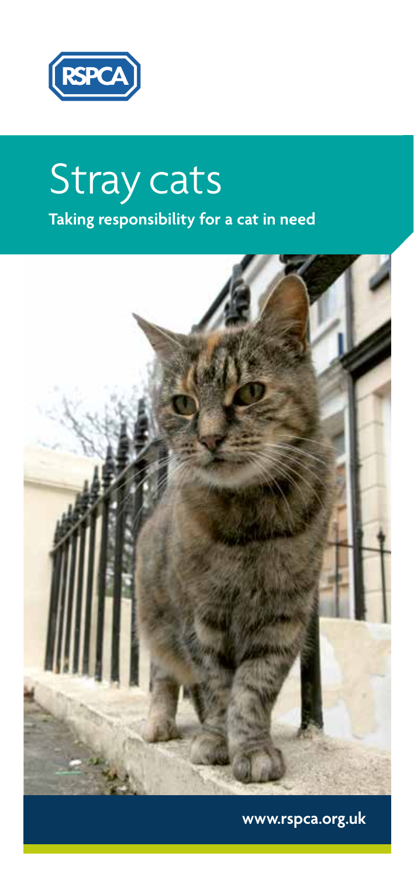RSPCA

# Stray cats

**Taking responsibility for a cat in need**

**www.rspca.org.uk**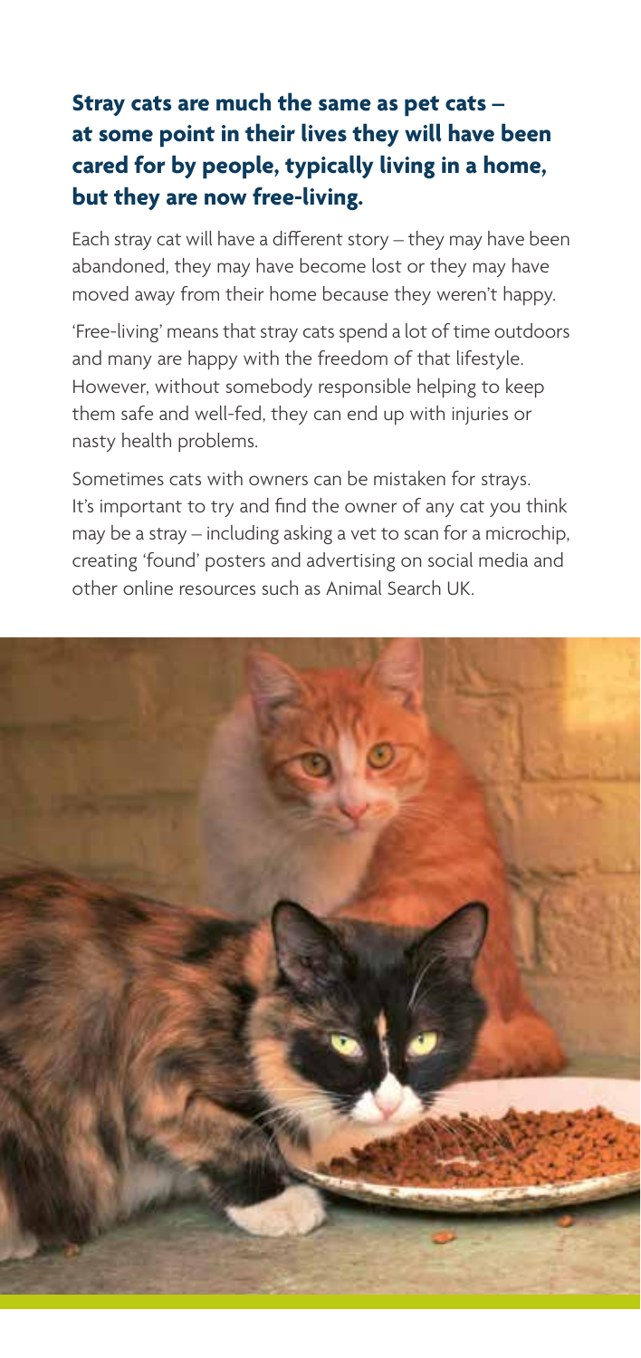**Stray cats are much the same as pet cats – at some point in their lives they will have been cared for by people, typically living in a home, but they are now free-living.**

Each stray cat will have a different story – they may have been abandoned, they may have become lost or they may have moved away from their home because they weren't happy.

'Free-living' means that stray cats spend a lot of time outdoors and many are happy with the freedom of that lifestyle. However, without somebody responsible helping to keep them safe and well-fed, they can end up with injuries or nasty health problems.

Sometimes cats with owners can be mistaken for strays. It's important to try and find the owner of any cat you think may be a stray – including asking a vet to scan for a microchip, creating 'found' posters and advertising on social media and other online resources such as Animal Search UK.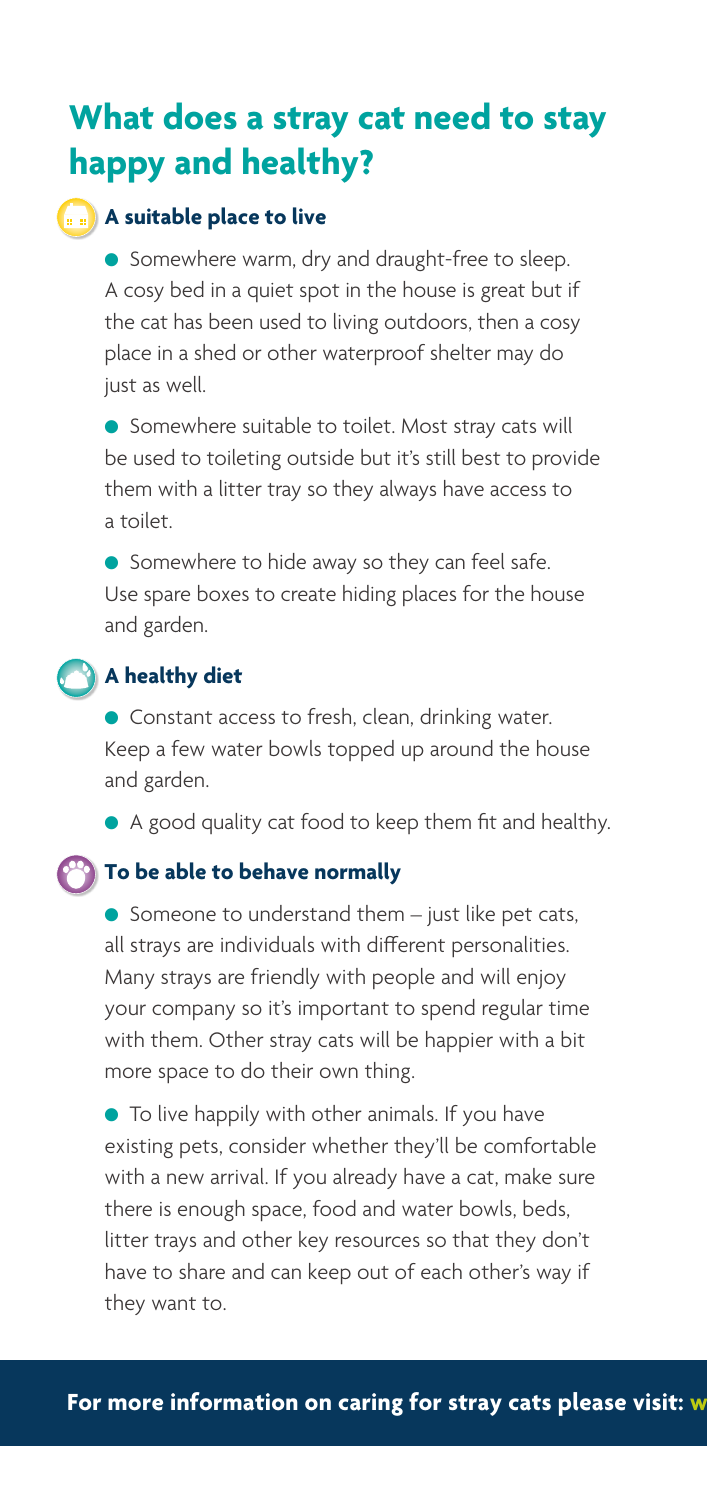# What does a stray cat need to stay happy and healthy?

### A suitable place to live

- Somewhere warm, dry and draught-free to sleep. A cosy bed in a quiet spot in the house is great but if the cat has been used to living outdoors, then a cosy place in a shed or other waterproof shelter may do just as well.
- Somewhere suitable to toilet. Most stray cats will be used to toileting outside but it's still best to provide them with a litter tray so they always have access to a toilet.
- Somewhere to hide away so they can feel safe. Use spare boxes to create hiding places for the house and garden.

### A healthy diet

- Constant access to fresh, clean, drinking water. Keep a few water bowls topped up around the house and garden.
- A good quality cat food to keep them fit and healthy.

### To be able to behave normally

- Someone to understand them – just like pet cats, all strays are individuals with different personalities. Many strays are friendly with people and will enjoy your company so it's important to spend regular time with them. Other stray cats will be happier with a bit more space to do their own thing.
- To live happily with other animals. If you have existing pets, consider whether they'll be comfortable with a new arrival. If you already have a cat, make sure there is enough space, food and water bowls, beds, litter trays and other key resources so that they don't have to share and can keep out of each other's way if they want to.

**For more information on caring for stray cats please visit: w**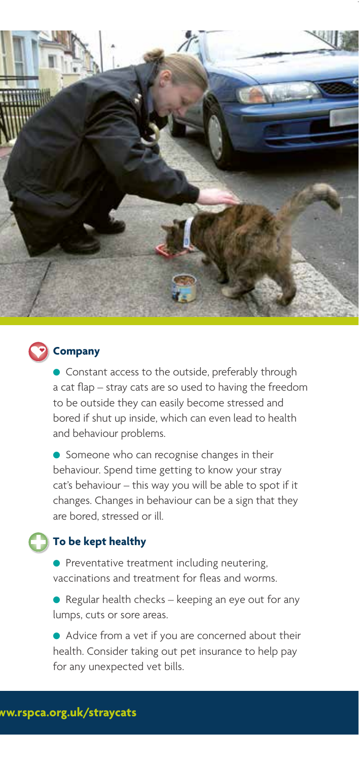## Company

- Constant access to the outside, preferably through a cat flap – stray cats are so used to having the freedom to be outside they can easily become stressed and bored if shut up inside, which can even lead to health and behaviour problems.
- Someone who can recognise changes in their behaviour. Spend time getting to know your stray cat's behaviour – this way you will be able to spot if it changes. Changes in behaviour can be a sign that they are bored, stressed or ill.

## To be kept healthy

- Preventative treatment including neutering, vaccinations and treatment for fleas and worms.
- Regular health checks – keeping an eye out for any lumps, cuts or sore areas.
- Advice from a vet if you are concerned about their health. Consider taking out pet insurance to help pay for any unexpected vet bills.

**ww.rspca.org.uk/straycats**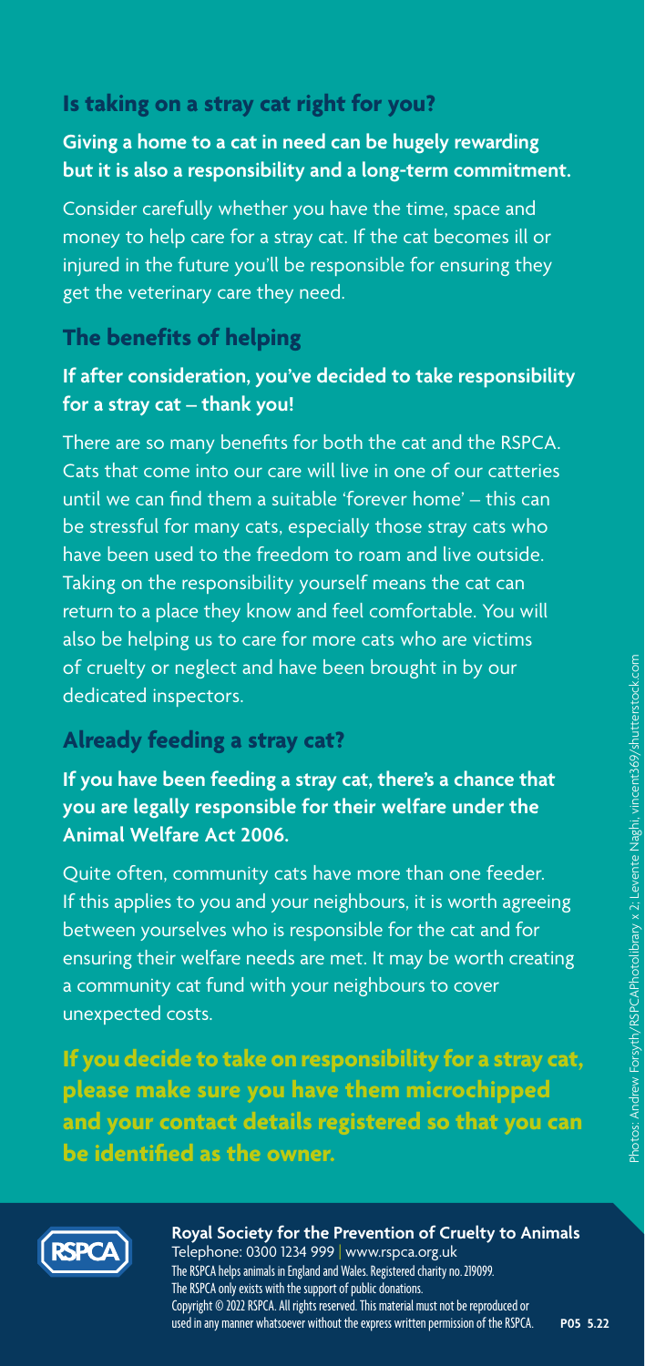## Is taking on a stray cat right for you?

**Giving a home to a cat in need can be hugely rewarding but it is also a responsibility and a long-term commitment.**

Consider carefully whether you have the time, space and money to help care for a stray cat. If the cat becomes ill or injured in the future you'll be responsible for ensuring they get the veterinary care they need.

## The benefits of helping

**If after consideration, you've decided to take responsibility for a stray cat – thank you!**

There are so many benefits for both the cat and the RSPCA. Cats that come into our care will live in one of our catteries until we can find them a suitable 'forever home' – this can be stressful for many cats, especially those stray cats who have been used to the freedom to roam and live outside. Taking on the responsibility yourself means the cat can return to a place they know and feel comfortable. You will also be helping us to care for more cats who are victims of cruelty or neglect and have been brought in by our dedicated inspectors.

## Already feeding a stray cat?

**If you have been feeding a stray cat, there's a chance that you are legally responsible for their welfare under the Animal Welfare Act 2006.**

Quite often, community cats have more than one feeder. If this applies to you and your neighbours, it is worth agreeing between yourselves who is responsible for the cat and for ensuring their welfare needs are met. It may be worth creating a community cat fund with your neighbours to cover unexpected costs.

**If you decide to take on responsibility for a stray cat, please make sure you have them microchipped and your contact details registered so that you can be identified as the owner.**

Photos: Andrew Forsyth/RSPCAPhotolibrary x 2; Levente Nagi, vincent369/shutterstock.com

**Royal Society for the Prevention of Cruelty to Animals**
Telephone: 0300 1234 999 | www.rspca.org.uk
The RSPCA helps animals in England and Wales. Registered charity no. 219099.
The RSPCA only exists with the support of public donations.
Copyright © 2022 RSPCA. All rights reserved. This material must not be reproduced or used in any manner whatsoever without the express written permission of the RSPCA.

P05 5.22